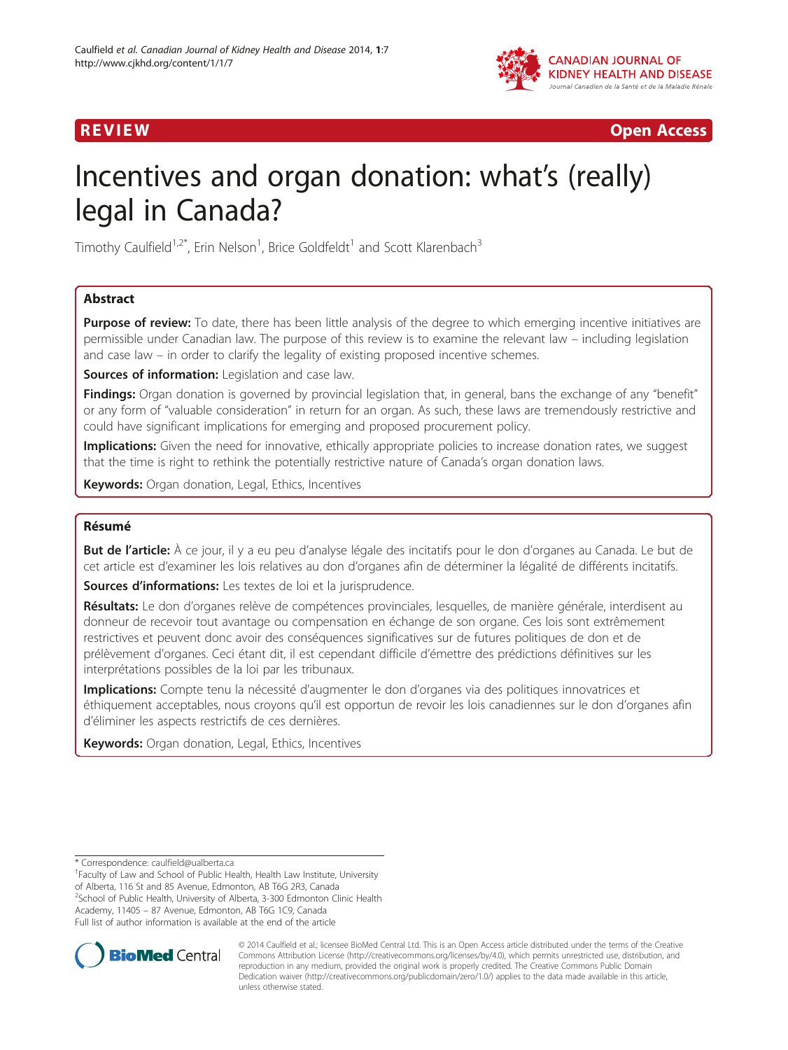REVIEW Open Access

# Incentives and organ donation: what's (really) legal in Canada?

Timothy Caulfield[1,2*], Erin Nelson[1], Brice Goldfeldt[1] and Scott Klarenbach[3]

## Abstract

**Purpose of review:** To date, there has been little analysis of the degree to which emerging incentive initiatives are permissible under Canadian law. The purpose of this review is to examine the relevant law – including legislation and case law – in order to clarify the legality of existing proposed incentive schemes.

**Sources of information:** Legislation and case law.

**Findings:** Organ donation is governed by provincial legislation that, in general, bans the exchange of any "benefit" or any form of "valuable consideration" in return for an organ. As such, these laws are tremendously restrictive and could have significant implications for emerging and proposed procurement policy.

**Implications:** Given the need for innovative, ethically appropriate policies to increase donation rates, we suggest that the time is right to rethink the potentially restrictive nature of Canada's organ donation laws.

**Keywords:** Organ donation, Legal, Ethics, Incentives

## Résumé

**But de l'article:** À ce jour, il y a eu peu d'analyse légale des incitatifs pour le don d'organes au Canada. Le but de cet article est d'examiner les lois relatives au don d'organes afin de déterminer la légalité de différents incitatifs.

**Sources d'informations:** Les textes de loi et la jurisprudence.

**Résultats:** Le don d'organes relève de compétences provinciales, lesquelles, de manière générale, interdisent au donneur de recevoir tout avantage ou compensation en échange de son organe. Ces lois sont extrêmement restrictives et peuvent donc avoir des conséquences significatives sur de futures politiques de don et de prélèvement d'organes. Ceci étant dit, il est cependant difficile d'émettre des prédictions définitives sur les interprétations possibles de la loi par les tribunaux.

**Implications:** Compte tenu la nécessité d'augmenter le don d'organes via des politiques innovatrices et éthiquement acceptables, nous croyons qu'il est opportun de revoir les lois canadiennes sur le don d'organes afin d'éliminer les aspects restrictifs de ces dernières.

**Keywords:** Organ donation, Legal, Ethics, Incentives

\* Correspondence: caulfield@ualberta.ca
[1]Faculty of Law and School of Public Health, Health Law Institute, University of Alberta, 116 St and 85 Avenue, Edmonton, AB T6G 2R3, Canada
[2]School of Public Health, University of Alberta, 3-300 Edmonton Clinic Health Academy, 11405 – 87 Avenue, Edmonton, AB T6G 1C9, Canada
Full list of author information is available at the end of the article

© 2014 Caulfield et al.; licensee BioMed Central Ltd. This is an Open Access article distributed under the terms of the Creative Commons Attribution License (http://creativecommons.org/licenses/by/4.0), which permits unrestricted use, distribution, and reproduction in any medium, provided the original work is properly credited. The Creative Commons Public Domain Dedication waiver (http://creativecommons.org/publicdomain/zero/1.0/) applies to the data made available in this article, unless otherwise stated.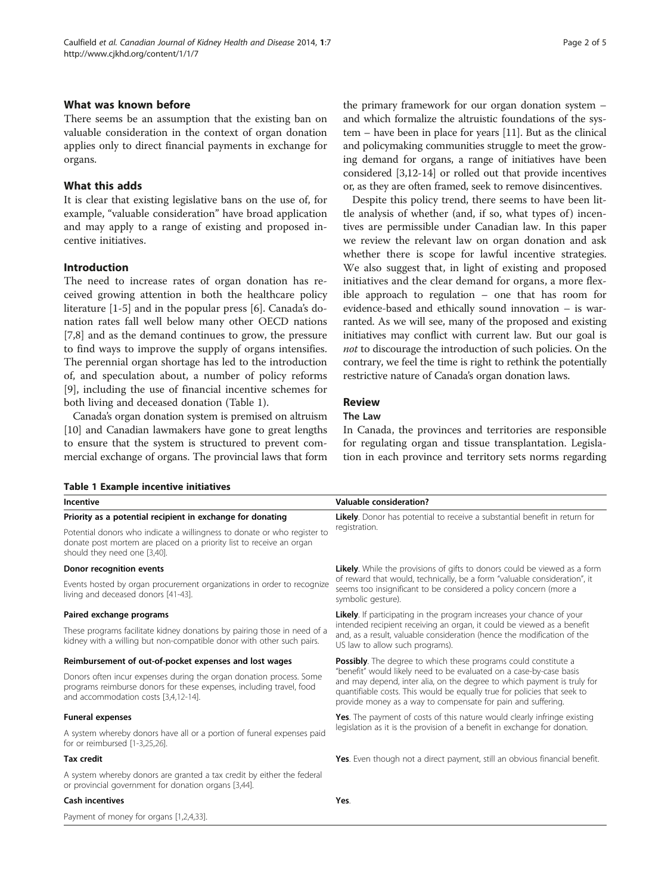## What was known before

There seems be an assumption that the existing ban on valuable consideration in the context of organ donation applies only to direct financial payments in exchange for organs.

## What this adds

It is clear that existing legislative bans on the use of, for example, "valuable consideration" have broad application and may apply to a range of existing and proposed incentive initiatives.

## Introduction

The need to increase rates of organ donation has received growing attention in both the healthcare policy literature [1-5] and in the popular press [6]. Canada's donation rates fall well below many other OECD nations [7,8] and as the demand continues to grow, the pressure to find ways to improve the supply of organs intensifies. The perennial organ shortage has led to the introduction of, and speculation about, a number of policy reforms [9], including the use of financial incentive schemes for both living and deceased donation (Table 1).

Canada's organ donation system is premised on altruism [10] and Canadian lawmakers have gone to great lengths to ensure that the system is structured to prevent commercial exchange of organs. The provincial laws that form the primary framework for our organ donation system – and which formalize the altruistic foundations of the system – have been in place for years [11]. But as the clinical and policymaking communities struggle to meet the growing demand for organs, a range of initiatives have been considered [3,12-14] or rolled out that provide incentives or, as they are often framed, seek to remove disincentives.

Despite this policy trend, there seems to have been little analysis of whether (and, if so, what types of) incentives are permissible under Canadian law. In this paper we review the relevant law on organ donation and ask whether there is scope for lawful incentive strategies. We also suggest that, in light of existing and proposed initiatives and the clear demand for organs, a more flexible approach to regulation – one that has room for evidence-based and ethically sound innovation – is warranted. As we will see, many of the proposed and existing initiatives may conflict with current law. But our goal is *not* to discourage the introduction of such policies. On the contrary, we feel the time is right to rethink the potentially restrictive nature of Canada's organ donation laws.

## Review

### The Law

In Canada, the provinces and territories are responsible for regulating organ and tissue transplantation. Legislation in each province and territory sets norms regarding

**Table 1 Example incentive initiatives**

| Incentive | Valuable consideration? |
|---|---|
| **Priority as a potential recipient in exchange for donating**<br>Potential donors who indicate a willingness to donate or who register to donate post mortem are placed on a priority list to receive an organ should they need one [3,40]. | **Likely**. Donor has potential to receive a substantial benefit in return for registration. |
| **Donor recognition events**<br>Events hosted by organ procurement organizations in order to recognize living and deceased donors [41-43]. | **Likely**. While the provisions of gifts to donors could be viewed as a form of reward that would, technically, be a form "valuable consideration", it seems too insignificant to be considered a policy concern (more a symbolic gesture). |
| **Paired exchange programs**<br>These programs facilitate kidney donations by pairing those in need of a kidney with a willing but non-compatible donor with other such pairs. | **Likely**. If participating in the program increases your chance of your intended recipient receiving an organ, it could be viewed as a benefit and, as a result, valuable consideration (hence the modification of the US law to allow such programs). |
| **Reimbursement of out-of-pocket expenses and lost wages**<br>Donors often incur expenses during the organ donation process. Some programs reimburse donors for these expenses, including travel, food and accommodation costs [3,4,12-14]. | **Possibly**. The degree to which these programs could constitute a "benefit" would likely need to be evaluated on a case-by-case basis and may depend, inter alia, on the degree to which payment is truly for quantifiable costs. This would be equally true for policies that seek to provide money as a way to compensate for pain and suffering. |
| **Funeral expenses**<br>A system whereby donors have all or a portion of funeral expenses paid for or reimbursed [1-3,25,26]. | **Yes**. The payment of costs of this nature would clearly infringe existing legislation as it is the provision of a benefit in exchange for donation. |
| **Tax credit**<br>A system whereby donors are granted a tax credit by either the federal or provincial government for donation organs [3,44]. | **Yes**. Even though not a direct payment, still an obvious financial benefit. |
| **Cash incentives**<br>Payment of money for organs [1,2,4,33]. | **Yes**. |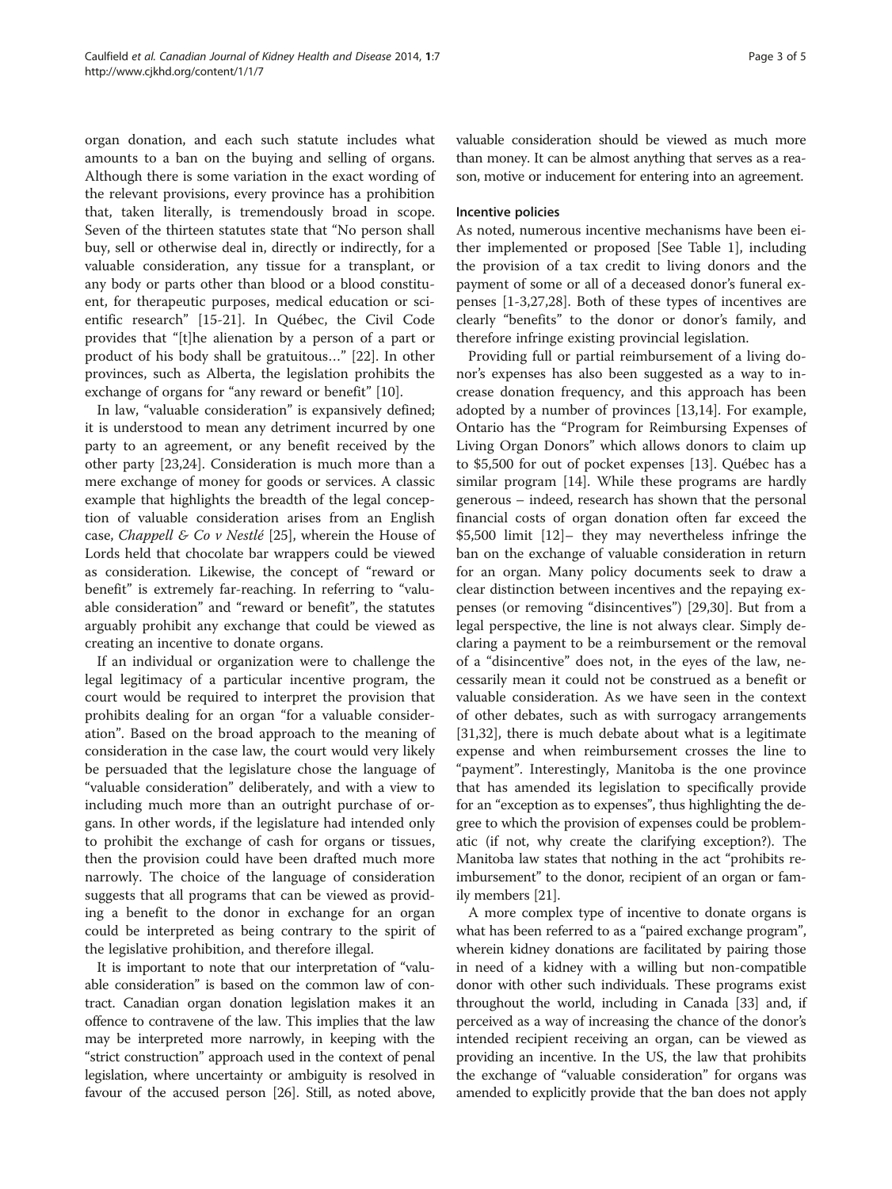organ donation, and each such statute includes what amounts to a ban on the buying and selling of organs. Although there is some variation in the exact wording of the relevant provisions, every province has a prohibition that, taken literally, is tremendously broad in scope. Seven of the thirteen statutes state that "No person shall buy, sell or otherwise deal in, directly or indirectly, for a valuable consideration, any tissue for a transplant, or any body or parts other than blood or a blood constituent, for therapeutic purposes, medical education or scientific research" [15-21]. In Québec, the Civil Code provides that "[t]he alienation by a person of a part or product of his body shall be gratuitous…" [22]. In other provinces, such as Alberta, the legislation prohibits the exchange of organs for "any reward or benefit" [10].

In law, "valuable consideration" is expansively defined; it is understood to mean any detriment incurred by one party to an agreement, or any benefit received by the other party [23,24]. Consideration is much more than a mere exchange of money for goods or services. A classic example that highlights the breadth of the legal conception of valuable consideration arises from an English case, *Chappell & Co v Nestlé* [25], wherein the House of Lords held that chocolate bar wrappers could be viewed as consideration. Likewise, the concept of "reward or benefit" is extremely far-reaching. In referring to "valuable consideration" and "reward or benefit", the statutes arguably prohibit any exchange that could be viewed as creating an incentive to donate organs.

If an individual or organization were to challenge the legal legitimacy of a particular incentive program, the court would be required to interpret the provision that prohibits dealing for an organ "for a valuable consideration". Based on the broad approach to the meaning of consideration in the case law, the court would very likely be persuaded that the legislature chose the language of "valuable consideration" deliberately, and with a view to including much more than an outright purchase of organs. In other words, if the legislature had intended only to prohibit the exchange of cash for organs or tissues, then the provision could have been drafted much more narrowly. The choice of the language of consideration suggests that all programs that can be viewed as providing a benefit to the donor in exchange for an organ could be interpreted as being contrary to the spirit of the legislative prohibition, and therefore illegal.

It is important to note that our interpretation of "valuable consideration" is based on the common law of contract. Canadian organ donation legislation makes it an offence to contravene of the law. This implies that the law may be interpreted more narrowly, in keeping with the "strict construction" approach used in the context of penal legislation, where uncertainty or ambiguity is resolved in favour of the accused person [26]. Still, as noted above, valuable consideration should be viewed as much more than money. It can be almost anything that serves as a reason, motive or inducement for entering into an agreement.

#### Incentive policies

As noted, numerous incentive mechanisms have been either implemented or proposed [See Table 1], including the provision of a tax credit to living donors and the payment of some or all of a deceased donor's funeral expenses [1-3,27,28]. Both of these types of incentives are clearly "benefits" to the donor or donor's family, and therefore infringe existing provincial legislation.

Providing full or partial reimbursement of a living donor's expenses has also been suggested as a way to increase donation frequency, and this approach has been adopted by a number of provinces [13,14]. For example, Ontario has the "Program for Reimbursing Expenses of Living Organ Donors" which allows donors to claim up to $5,500 for out of pocket expenses [13]. Québec has a similar program [14]. While these programs are hardly generous – indeed, research has shown that the personal financial costs of organ donation often far exceed the $5,500 limit [12]– they may nevertheless infringe the ban on the exchange of valuable consideration in return for an organ. Many policy documents seek to draw a clear distinction between incentives and the repaying expenses (or removing "disincentives") [29,30]. But from a legal perspective, the line is not always clear. Simply declaring a payment to be a reimbursement or the removal of a "disincentive" does not, in the eyes of the law, necessarily mean it could not be construed as a benefit or valuable consideration. As we have seen in the context of other debates, such as with surrogacy arrangements [31,32], there is much debate about what is a legitimate expense and when reimbursement crosses the line to "payment". Interestingly, Manitoba is the one province that has amended its legislation to specifically provide for an "exception as to expenses", thus highlighting the degree to which the provision of expenses could be problematic (if not, why create the clarifying exception?). The Manitoba law states that nothing in the act "prohibits reimbursement" to the donor, recipient of an organ or family members [21].

A more complex type of incentive to donate organs is what has been referred to as a "paired exchange program", wherein kidney donations are facilitated by pairing those in need of a kidney with a willing but non-compatible donor with other such individuals. These programs exist throughout the world, including in Canada [33] and, if perceived as a way of increasing the chance of the donor's intended recipient receiving an organ, can be viewed as providing an incentive. In the US, the law that prohibits the exchange of "valuable consideration" for organs was amended to explicitly provide that the ban does not apply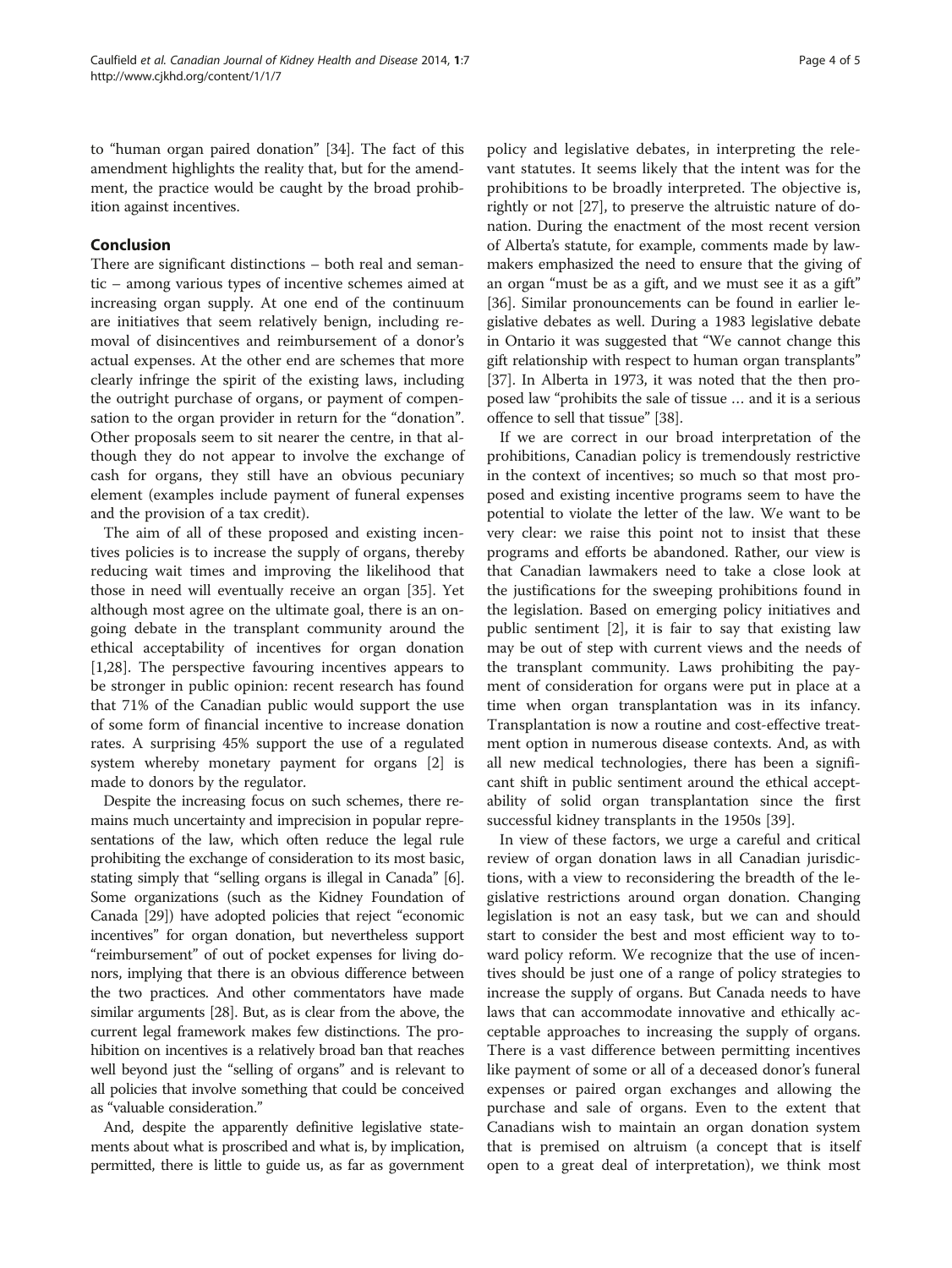to "human organ paired donation" [34]. The fact of this amendment highlights the reality that, but for the amendment, the practice would be caught by the broad prohibition against incentives.

## Conclusion

There are significant distinctions – both real and semantic – among various types of incentive schemes aimed at increasing organ supply. At one end of the continuum are initiatives that seem relatively benign, including removal of disincentives and reimbursement of a donor's actual expenses. At the other end are schemes that more clearly infringe the spirit of the existing laws, including the outright purchase of organs, or payment of compensation to the organ provider in return for the "donation". Other proposals seem to sit nearer the centre, in that although they do not appear to involve the exchange of cash for organs, they still have an obvious pecuniary element (examples include payment of funeral expenses and the provision of a tax credit).

The aim of all of these proposed and existing incentives policies is to increase the supply of organs, thereby reducing wait times and improving the likelihood that those in need will eventually receive an organ [35]. Yet although most agree on the ultimate goal, there is an ongoing debate in the transplant community around the ethical acceptability of incentives for organ donation [1,28]. The perspective favouring incentives appears to be stronger in public opinion: recent research has found that 71% of the Canadian public would support the use of some form of financial incentive to increase donation rates. A surprising 45% support the use of a regulated system whereby monetary payment for organs [2] is made to donors by the regulator.

Despite the increasing focus on such schemes, there remains much uncertainty and imprecision in popular representations of the law, which often reduce the legal rule prohibiting the exchange of consideration to its most basic, stating simply that "selling organs is illegal in Canada" [6]. Some organizations (such as the Kidney Foundation of Canada [29]) have adopted policies that reject "economic incentives" for organ donation, but nevertheless support "reimbursement" of out of pocket expenses for living donors, implying that there is an obvious difference between the two practices. And other commentators have made similar arguments [28]. But, as is clear from the above, the current legal framework makes few distinctions. The prohibition on incentives is a relatively broad ban that reaches well beyond just the "selling of organs" and is relevant to all policies that involve something that could be conceived as "valuable consideration."

And, despite the apparently definitive legislative statements about what is proscribed and what is, by implication, permitted, there is little to guide us, as far as government policy and legislative debates, in interpreting the relevant statutes. It seems likely that the intent was for the prohibitions to be broadly interpreted. The objective is, rightly or not [27], to preserve the altruistic nature of donation. During the enactment of the most recent version of Alberta's statute, for example, comments made by lawmakers emphasized the need to ensure that the giving of an organ "must be as a gift, and we must see it as a gift" [36]. Similar pronouncements can be found in earlier legislative debates as well. During a 1983 legislative debate in Ontario it was suggested that "We cannot change this gift relationship with respect to human organ transplants" [37]. In Alberta in 1973, it was noted that the then proposed law "prohibits the sale of tissue … and it is a serious offence to sell that tissue" [38].

If we are correct in our broad interpretation of the prohibitions, Canadian policy is tremendously restrictive in the context of incentives; so much so that most proposed and existing incentive programs seem to have the potential to violate the letter of the law. We want to be very clear: we raise this point not to insist that these programs and efforts be abandoned. Rather, our view is that Canadian lawmakers need to take a close look at the justifications for the sweeping prohibitions found in the legislation. Based on emerging policy initiatives and public sentiment [2], it is fair to say that existing law may be out of step with current views and the needs of the transplant community. Laws prohibiting the payment of consideration for organs were put in place at a time when organ transplantation was in its infancy. Transplantation is now a routine and cost-effective treatment option in numerous disease contexts. And, as with all new medical technologies, there has been a significant shift in public sentiment around the ethical acceptability of solid organ transplantation since the first successful kidney transplants in the 1950s [39].

In view of these factors, we urge a careful and critical review of organ donation laws in all Canadian jurisdictions, with a view to reconsidering the breadth of the legislative restrictions around organ donation. Changing legislation is not an easy task, but we can and should start to consider the best and most efficient way to toward policy reform. We recognize that the use of incentives should be just one of a range of policy strategies to increase the supply of organs. But Canada needs to have laws that can accommodate innovative and ethically acceptable approaches to increasing the supply of organs. There is a vast difference between permitting incentives like payment of some or all of a deceased donor's funeral expenses or paired organ exchanges and allowing the purchase and sale of organs. Even to the extent that Canadians wish to maintain an organ donation system that is premised on altruism (a concept that is itself open to a great deal of interpretation), we think most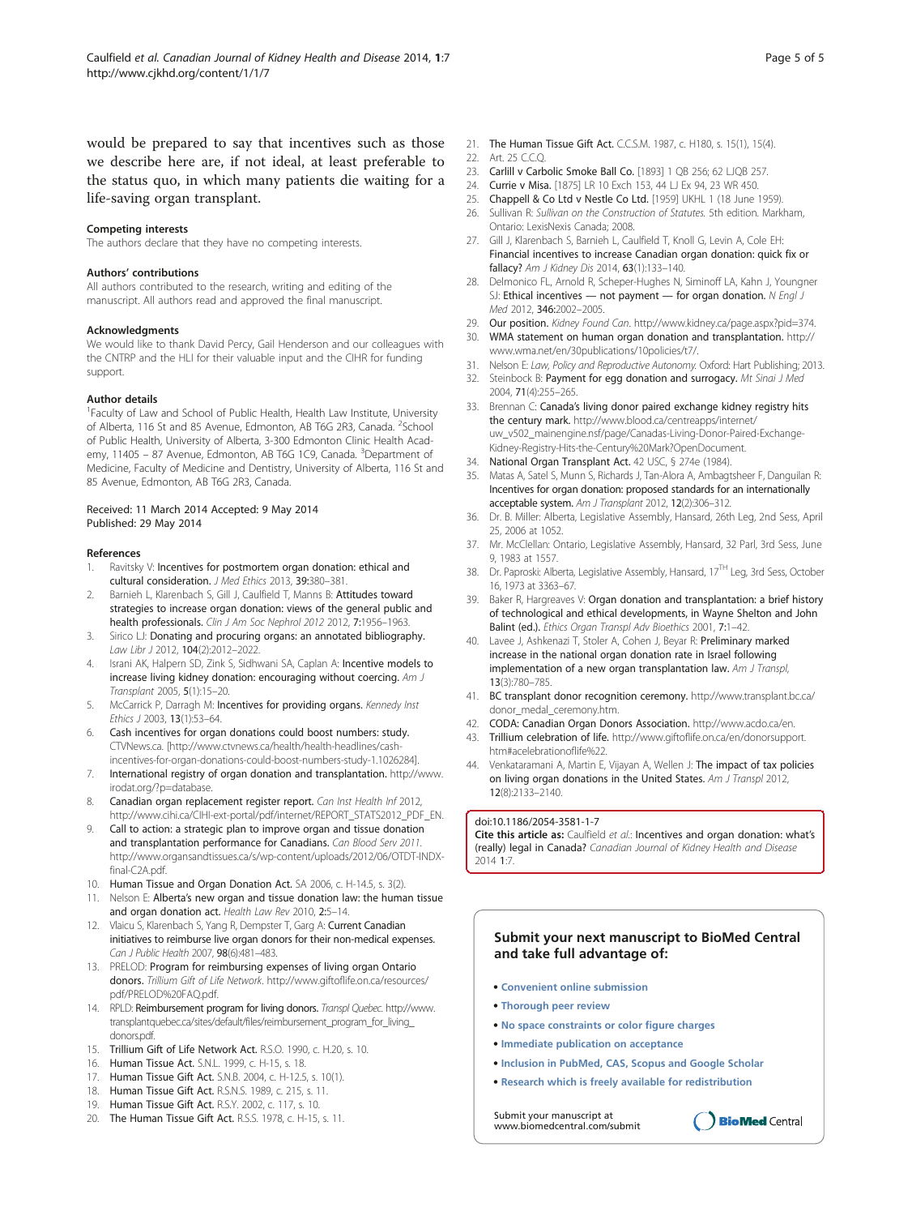would be prepared to say that incentives such as those we describe here are, if not ideal, at least preferable to the status quo, in which many patients die waiting for a life-saving organ transplant.

#### Competing interests

The authors declare that they have no competing interests.

#### Authors' contributions

All authors contributed to the research, writing and editing of the manuscript. All authors read and approved the final manuscript.

#### Acknowledgments

We would like to thank David Percy, Gail Henderson and our colleagues with the CNTRP and the HLI for their valuable input and the CIHR for funding support.

#### Author details

[1]Faculty of Law and School of Public Health, Health Law Institute, University of Alberta, 116 St and 85 Avenue, Edmonton, AB T6G 2R3, Canada. [2]School of Public Health, University of Alberta, 3-300 Edmonton Clinic Health Academy, 11405 – 87 Avenue, Edmonton, AB T6G 1C9, Canada. [3]Department of Medicine, Faculty of Medicine and Dentistry, University of Alberta, 116 St and 85 Avenue, Edmonton, AB T6G 2R3, Canada.

Received: 11 March 2014 Accepted: 9 May 2014
Published: 29 May 2014

#### References

1. Ravitsky V: **Incentives for postmortem organ donation: ethical and cultural consideration.** *J Med Ethics* 2013, **39:**380–381.
2. Barnieh L, Klarenbach S, Gill J, Caulfield T, Manns B: **Attitudes toward strategies to increase organ donation: views of the general public and health professionals.** *Clin J Am Soc Nephrol 2012* 2012, **7:**1956–1963.
3. Sirico LJ: **Donating and procuring organs: an annotated bibliography.** *Law Libr J* 2012, **104**(2):2012–2022.
4. Israni AK, Halpern SD, Zink S, Sidhwani SA, Caplan A: **Incentive models to increase living kidney donation: encouraging without coercing.** *Am J Transplant* 2005, **5**(1):15–20.
5. McCarrick P, Darragh M: **Incentives for providing organs.** *Kennedy Inst Ethics J* 2003, **13**(1):53–64.
6. **Cash incentives for organ donations could boost numbers: study.** CTVNews.ca. [http://www.ctvnews.ca/health/health-headlines/cash-incentives-for-organ-donations-could-boost-numbers-study-1.1026284].
7. **International registry of organ donation and transplantation.** http://www.irodat.org/?p=database.
8. **Canadian organ replacement register report.** *Can Inst Health Inf* 2012, http://www.cihi.ca/CIHI-ext-portal/pdf/internet/REPORT_STATS2012_PDF_EN.
9. **Call to action: a strategic plan to improve organ and tissue donation and transplantation performance for Canadians.** *Can Blood Serv 2011*. http://www.organsandtissues.ca/s/wp-content/uploads/2012/06/OTDT-INDX-final-C2A.pdf.
10. **Human Tissue and Organ Donation Act.** SA 2006, c. H-14.5, s. 3(2).
11. Nelson E: **Alberta's new organ and tissue donation law: the human tissue and organ donation act.** *Health Law Rev* 2010, **2:**5–14.
12. Vlaicu S, Klarenbach S, Yang R, Dempster T, Garg A: **Current Canadian initiatives to reimburse live organ donors for their non-medical expenses.** *Can J Public Health* 2007, **98**(6):481–483.
13. PRELOD: **Program for reimbursing expenses of living organ Ontario donors.** *Trillium Gift of Life Network*. http://www.giftoflife.on.ca/resources/pdf/PRELOD%20FAQ.pdf.
14. RPLD: **Reimbursement program for living donors.** *Transpl Quebec*. http://www.transplantquebec.ca/sites/default/files/reimbursement_program_for_living_donors.pdf.
15. **Trillium Gift of Life Network Act.** R.S.O. 1990, c. H.20, s. 10.
16. **Human Tissue Act.** S.N.L. 1999, c. H-15, s. 18.
17. **Human Tissue Gift Act.** S.N.B. 2004, c. H-12.5, s. 10(1).
18. **Human Tissue Gift Act.** R.S.N.S. 1989, c. 215, s. 11.
19. **Human Tissue Gift Act.** R.S.Y. 2002, c. 117, s. 10.
20. **The Human Tissue Gift Act.** R.S.S. 1978, c. H-15, s. 11.
21. **The Human Tissue Gift Act.** C.C.S.M. 1987, c. H180, s. 15(1), 15(4).
22. Art. 25 C.C.Q.
23. **Carlill v Carbolic Smoke Ball Co.** [1893] 1 QB 256; 62 LJQB 257.
24. **Currie v Misa.** [1875] LR 10 Exch 153, 44 LJ Ex 94, 23 WR 450.
25. **Chappell & Co Ltd v Nestle Co Ltd.** [1959] UKHL 1 (18 June 1959).
26. Sullivan R: *Sullivan on the Construction of Statutes.* 5th edition. Markham, Ontario: LexisNexis Canada; 2008.
27. Gill J, Klarenbach S, Barnieh L, Caulfield T, Knoll G, Levin A, Cole EH: **Financial incentives to increase Canadian organ donation: quick fix or fallacy?** *Am J Kidney Dis* 2014, **63**(1):133–140.
28. Delmonico FL, Arnold R, Scheper-Hughes N, Siminoff LA, Kahn J, Youngner SJ: **Ethical incentives — not payment — for organ donation.** *N Engl J Med* 2012, **346:**2002–2005.
29. **Our position.** *Kidney Found Can*. http://www.kidney.ca/page.aspx?pid=374.
30. **WMA statement on human organ donation and transplantation.** http://www.wma.net/en/30publications/10policies/t7/.
31. Nelson E: *Law, Policy and Reproductive Autonomy.* Oxford: Hart Publishing; 2013.
32. Steinbock B: **Payment for egg donation and surrogacy.** *Mt Sinai J Med* 2004, **71**(4):255–265.
33. Brennan C: **Canada's living donor paired exchange kidney registry hits the century mark.** http://www.blood.ca/centreapps/internet/uw_v502_mainengine.nsf/page/Canadas-Living-Donor-Paired-Exchange-Kidney-Registry-Hits-the-Century%20Mark?OpenDocument.
34. **National Organ Transplant Act.** 42 USC, § 274e (1984).
35. Matas A, Satel S, Munn S, Richards J, Tan-Alora A, Ambagtsheer F, Danguilan R: **Incentives for organ donation: proposed standards for an internationally acceptable system.** *Am J Transplant* 2012, **12**(2):306–312.
36. Dr. B. Miller: Alberta, Legislative Assembly, Hansard, 26th Leg, 2nd Sess, April 25, 2006 at 1052.
37. Mr. McClellan: Ontario, Legislative Assembly, Hansard, 32 Parl, 3rd Sess, June 9, 1983 at 1557.
38. Dr. Paproski: Alberta, Legislative Assembly, Hansard, 17TH Leg, 3rd Sess, October 16, 1973 at 3363–67.
39. Baker R, Hargreaves V: **Organ donation and transplantation: a brief history of technological and ethical developments,** in Wayne Shelton and John Balint (ed.). *Ethics Organ Transpl Adv Bioethics* 2001, **7:**1–42.
40. Lavee J, Ashkenazi T, Stoler A, Cohen J, Beyar R: **Preliminary marked increase in the national organ donation rate in Israel following implementation of a new organ transplantation law.** *Am J Transpl*, **13**(3):780–785.
41. **BC transplant donor recognition ceremony.** http://www.transplant.bc.ca/donor_medal_ceremony.htm.
42. **CODA: Canadian Organ Donors Association.** http://www.acdo.ca/en.
43. **Trillium celebration of life.** http://www.giftoflife.on.ca/en/donorsupport.htm#acelebrationoflife%22.
44. Venkataramani A, Martin E, Vijayan A, Wellen J: **The impact of tax policies on living organ donations in the United States.** *Am J Transpl* 2012, **12**(8):2133–2140.

doi:10.1186/2054-3581-1-7
**Cite this article as:** Caulfield *et al.*: Incentives and organ donation: what's (really) legal in Canada? *Canadian Journal of Kidney Health and Disease* 2014 **1**:7.